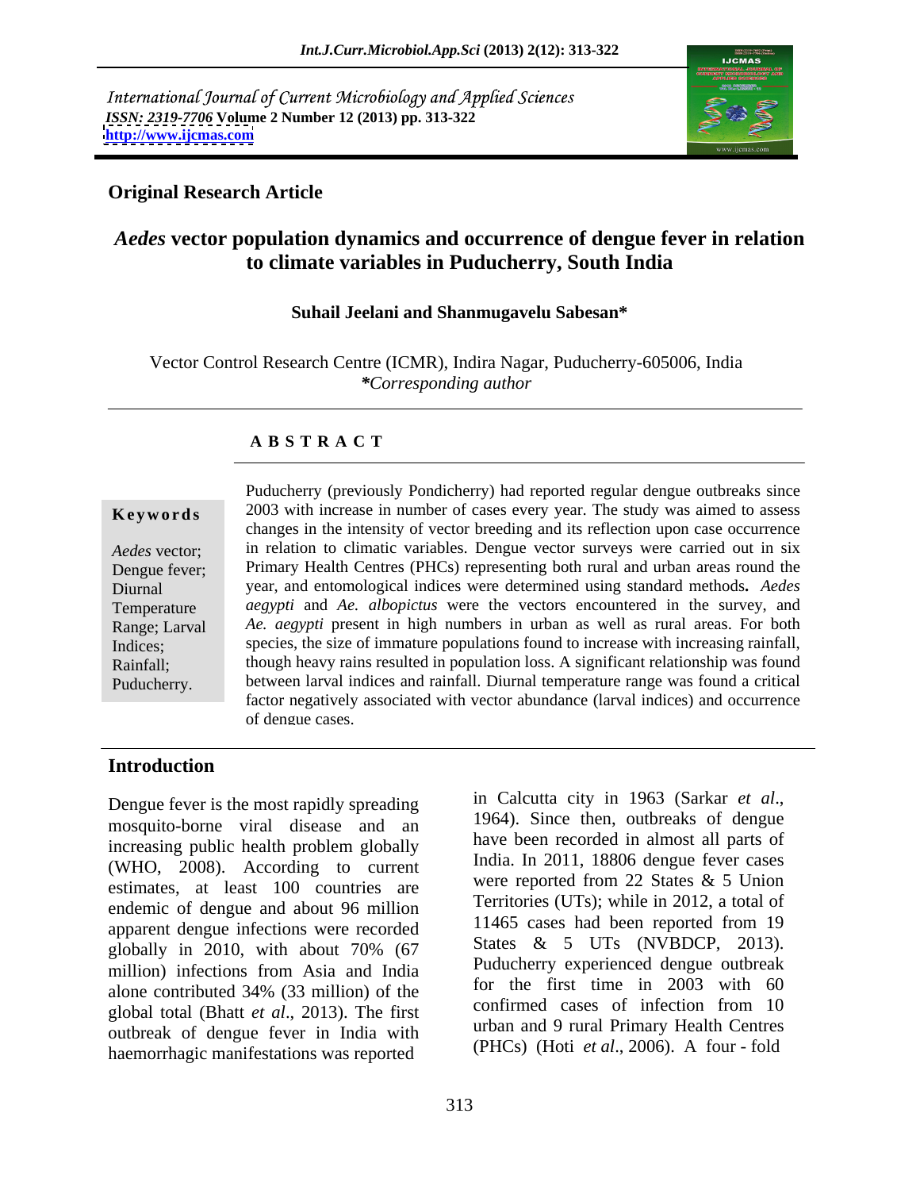International Journal of Current Microbiology and Applied Sciences
*ISSN: 2319-7706* **Volume 2 Number 12 (2013) pp. 313-322**
**http://www.ijcmas.com**

**Original Research Article**

# *Aedes* vector population dynamics and occurrence of dengue fever in relation to climate variables in Puducherry, South India

**Suhail Jeelani and Shanmugavelu Sabesan***

Vector Control Research Centre (ICMR), Indira Nagar, Puducherry-605006, India
*\*Corresponding author*

## A B S T R A C T

**Keywords**

*Aedes* vector; Dengue fever; Diurnal Temperature Range; Larval Indices; Rainfall; Puducherry.

Puducherry (previously Pondicherry) had reported regular dengue outbreaks since 2003 with increase in number of cases every year. The study was aimed to assess changes in the intensity of vector breeding and its reflection upon case occurrence in relation to climatic variables. Dengue vector surveys were carried out in six Primary Health Centres (PHCs) representing both rural and urban areas round the year, and entomological indices were determined using standard methods**.** *Aedes aegypti* and *Ae. albopictus* were the vectors encountered in the survey, and *Ae. aegypti* present in high numbers in urban as well as rural areas. For both species, the size of immature populations found to increase with increasing rainfall, though heavy rains resulted in population loss. A significant relationship was found between larval indices and rainfall. Diurnal temperature range was found a critical factor negatively associated with vector abundance (larval indices) and occurrence of dengue cases.

## Introduction

Dengue fever is the most rapidly spreading mosquito-borne viral disease and an increasing public health problem globally (WHO, 2008). According to current estimates, at least 100 countries are endemic of dengue and about 96 million apparent dengue infections were recorded globally in 2010, with about 70% (67 million) infections from Asia and India alone contributed 34% (33 million) of the global total (Bhatt *et al*., 2013). The first outbreak of dengue fever in India with haemorrhagic manifestations was reported in Calcutta city in 1963 (Sarkar *et al*., 1964). Since then, outbreaks of dengue have been recorded in almost all parts of India. In 2011, 18806 dengue fever cases were reported from 22 States & 5 Union Territories (UTs); while in 2012, a total of 11465 cases had been reported from 19 States & 5 UTs (NVBDCP, 2013). Puducherry experienced dengue outbreak for the first time in 2003 with 60 confirmed cases of infection from 10 urban and 9 rural Primary Health Centres (PHCs) (Hoti *et al*., 2006). A four - fold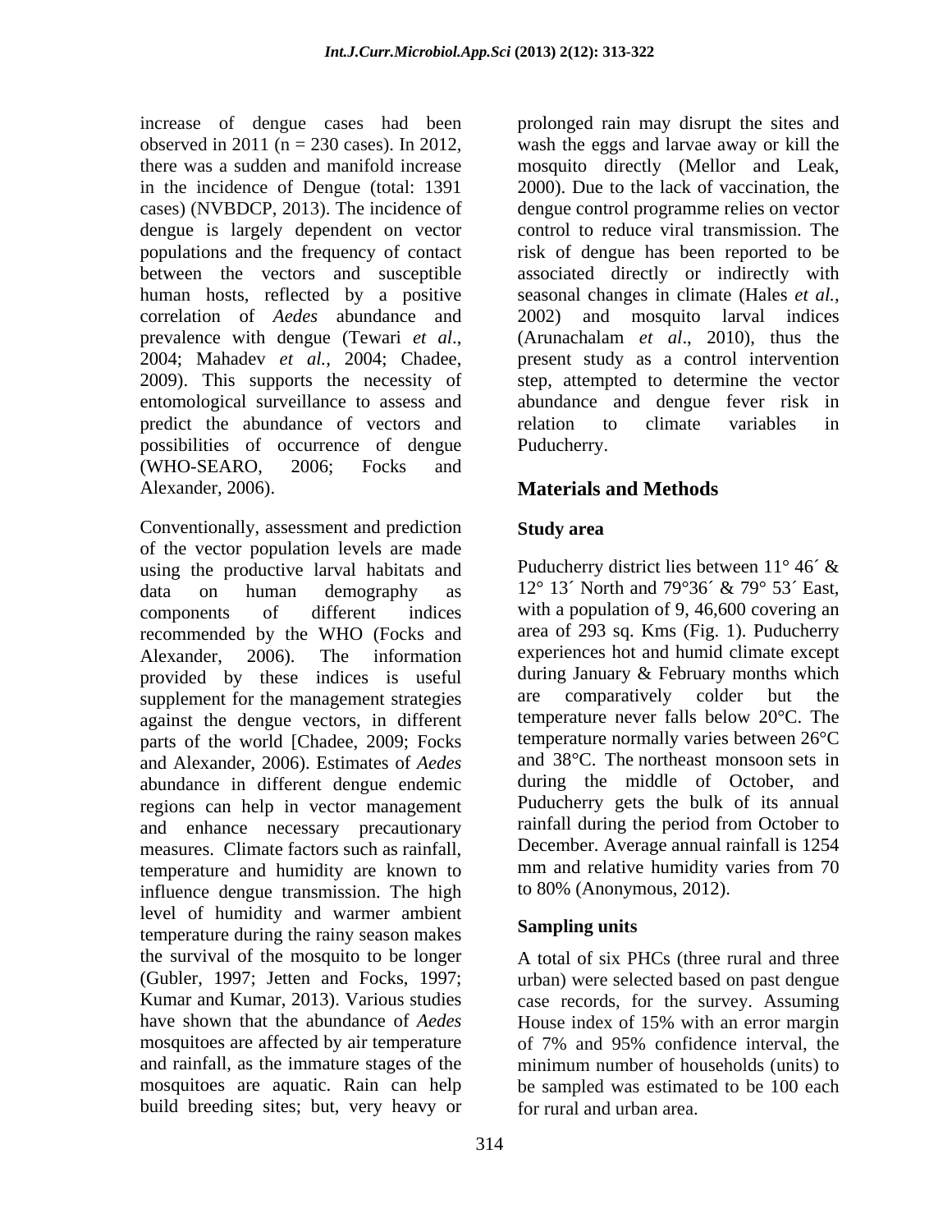increase of dengue cases had been observed in 2011 (n = 230 cases). In 2012, there was a sudden and manifold increase in the incidence of Dengue (total: 1391 cases) (NVBDCP, 2013). The incidence of dengue is largely dependent on vector populations and the frequency of contact between the vectors and susceptible human hosts, reflected by a positive correlation of *Aedes* abundance and prevalence with dengue (Tewari *et al*., 2004; Mahadev *et al.*, 2004; Chadee, 2009). This supports the necessity of entomological surveillance to assess and predict the abundance of vectors and possibilities of occurrence of dengue (WHO-SEARO, 2006; Focks and Alexander, 2006).

Conventionally, assessment and prediction of the vector population levels are made using the productive larval habitats and data on human demography as components of different indices recommended by the WHO (Focks and Alexander, 2006). The information provided by these indices is useful supplement for the management strategies against the dengue vectors, in different parts of the world [Chadee, 2009; Focks and Alexander, 2006). Estimates of *Aedes* abundance in different dengue endemic regions can help in vector management and enhance necessary precautionary measures. Climate factors such as rainfall, temperature and humidity are known to influence dengue transmission. The high level of humidity and warmer ambient temperature during the rainy season makes the survival of the mosquito to be longer (Gubler, 1997; Jetten and Focks, 1997; Kumar and Kumar, 2013). Various studies have shown that the abundance of *Aedes* mosquitoes are affected by air temperature and rainfall, as the immature stages of the mosquitoes are aquatic. Rain can help build breeding sites; but, very heavy or prolonged rain may disrupt the sites and wash the eggs and larvae away or kill the mosquito directly (Mellor and Leak, 2000). Due to the lack of vaccination, the dengue control programme relies on vector control to reduce viral transmission. The risk of dengue has been reported to be associated directly or indirectly with seasonal changes in climate (Hales *et al.*, 2002) and mosquito larval indices (Arunachalam *et al*., 2010), thus the present study as a control intervention step, attempted to determine the vector abundance and dengue fever risk in relation to climate variables in Puducherry.

## Materials and Methods

### Study area

Puducherry district lies between 11° 46´ & 12° 13´ North and 79°36´ & 79° 53´ East, with a population of 9, 46,600 covering an area of 293 sq. Kms (Fig. 1). Puducherry experiences hot and humid climate except during January & February months which are comparatively colder but the temperature never falls below 20°C. The temperature normally varies between 26°C and 38°C. The northeast monsoon sets in during the middle of October, and Puducherry gets the bulk of its annual rainfall during the period from October to December. Average annual rainfall is 1254 mm and relative humidity varies from 70 to 80% (Anonymous, 2012).

### Sampling units

A total of six PHCs (three rural and three urban) were selected based on past dengue case records, for the survey. Assuming House index of 15% with an error margin of 7% and 95% confidence interval, the minimum number of households (units) to be sampled was estimated to be 100 each for rural and urban area.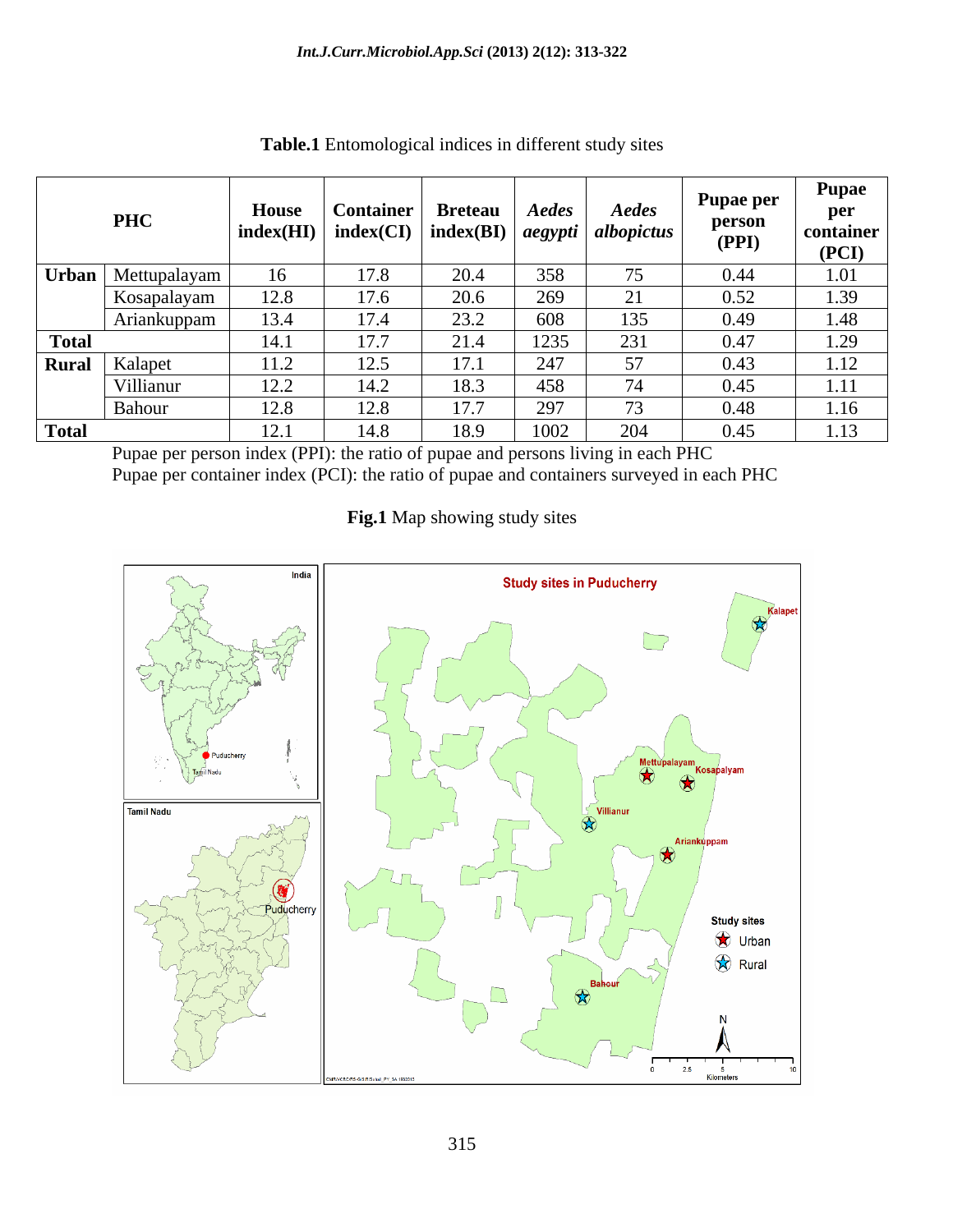**Table.1** Entomological indices in different study sites

| PHC | | House index(HI) | Container index(CI) | Breteau index(BI) | *Aedes aegypti* | *Aedes albopictus* | Pupae per person (PPI) | Pupae per container (PCI) |
|---|---|---|---|---|---|---|---|---|
| **Urban** | Mettupalayam | 16 | 17.8 | 20.4 | 358 | 75 | 0.44 | 1.01 |
| | Kosapalayam | 12.8 | 17.6 | 20.6 | 269 | 21 | 0.52 | 1.39 |
| | Ariankuppam | 13.4 | 17.4 | 23.2 | 608 | 135 | 0.49 | 1.48 |
| **Total** | | 14.1 | 17.7 | 21.4 | 1235 | 231 | 0.47 | 1.29 |
| **Rural** | Kalapet | 11.2 | 12.5 | 17.1 | 247 | 57 | 0.43 | 1.12 |
| | Villianur | 12.2 | 14.2 | 18.3 | 458 | 74 | 0.45 | 1.11 |
| | Bahour | 12.8 | 12.8 | 17.7 | 297 | 73 | 0.48 | 1.16 |
| **Total** | | 12.1 | 14.8 | 18.9 | 1002 | 204 | 0.45 | 1.13 |

Pupae per person index (PPI): the ratio of pupae and persons living in each PHC
Pupae per container index (PCI): the ratio of pupae and containers surveyed in each PHC

**Fig.1** Map showing study sites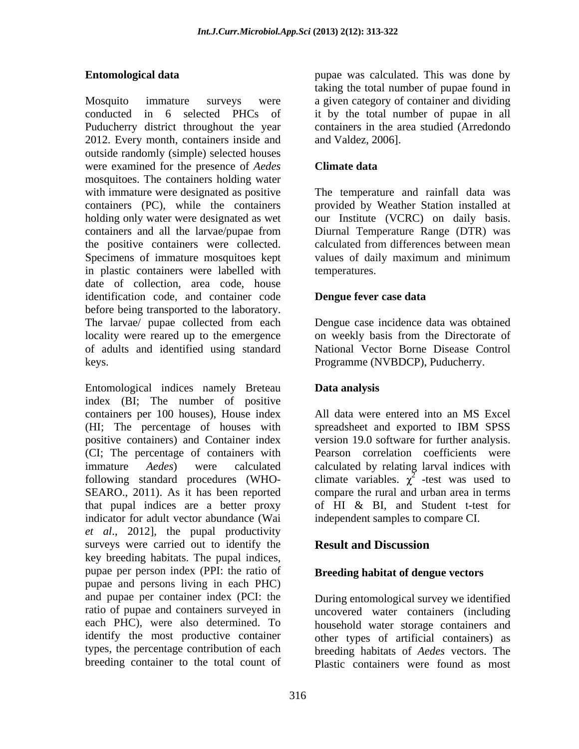### Entomological data

Mosquito immature surveys were conducted in 6 selected PHCs of Puducherry district throughout the year 2012. Every month, containers inside and outside randomly (simple) selected houses were examined for the presence of *Aedes* mosquitoes. The containers holding water with immature were designated as positive containers (PC), while the containers holding only water were designated as wet containers and all the larvae/pupae from the positive containers were collected. Specimens of immature mosquitoes kept in plastic containers were labelled with date of collection, area code, house identification code, and container code before being transported to the laboratory. The larvae/ pupae collected from each locality were reared up to the emergence of adults and identified using standard keys.

Entomological indices namely Breteau index (BI; The number of positive containers per 100 houses), House index (HI; The percentage of houses with positive containers) and Container index (CI; The percentage of containers with immature *Aedes*) were calculated following standard procedures (WHO-SEARO., 2011). As it has been reported that pupal indices are a better proxy indicator for adult vector abundance (Wai *et al*., 2012], the pupal productivity surveys were carried out to identify the key breeding habitats. The pupal indices, pupae per person index (PPI: the ratio of pupae and persons living in each PHC) and pupae per container index (PCI: the ratio of pupae and containers surveyed in each PHC), were also determined. To identify the most productive container types, the percentage contribution of each breeding container to the total count of pupae was calculated. This was done by taking the total number of pupae found in a given category of container and dividing it by the total number of pupae in all containers in the area studied (Arredondo and Valdez, 2006].

### Climate data

The temperature and rainfall data was provided by Weather Station installed at our Institute (VCRC) on daily basis. Diurnal Temperature Range (DTR) was calculated from differences between mean values of daily maximum and minimum temperatures.

### Dengue fever case data

Dengue case incidence data was obtained on weekly basis from the Directorate of National Vector Borne Disease Control Programme (NVBDCP), Puducherry.

### Data analysis

All data were entered into an MS Excel spreadsheet and exported to IBM SPSS version 19.0 software for further analysis. Pearson correlation coefficients were calculated by relating larval indices with climate variables. $\chi^2$ -test was used to compare the rural and urban area in terms of HI & BI, and Student t-test for independent samples to compare CI.

## Result and Discussion

### Breeding habitat of dengue vectors

During entomological survey we identified uncovered water containers (including household water storage containers and other types of artificial containers) as breeding habitats of *Aedes* vectors. The Plastic containers were found as most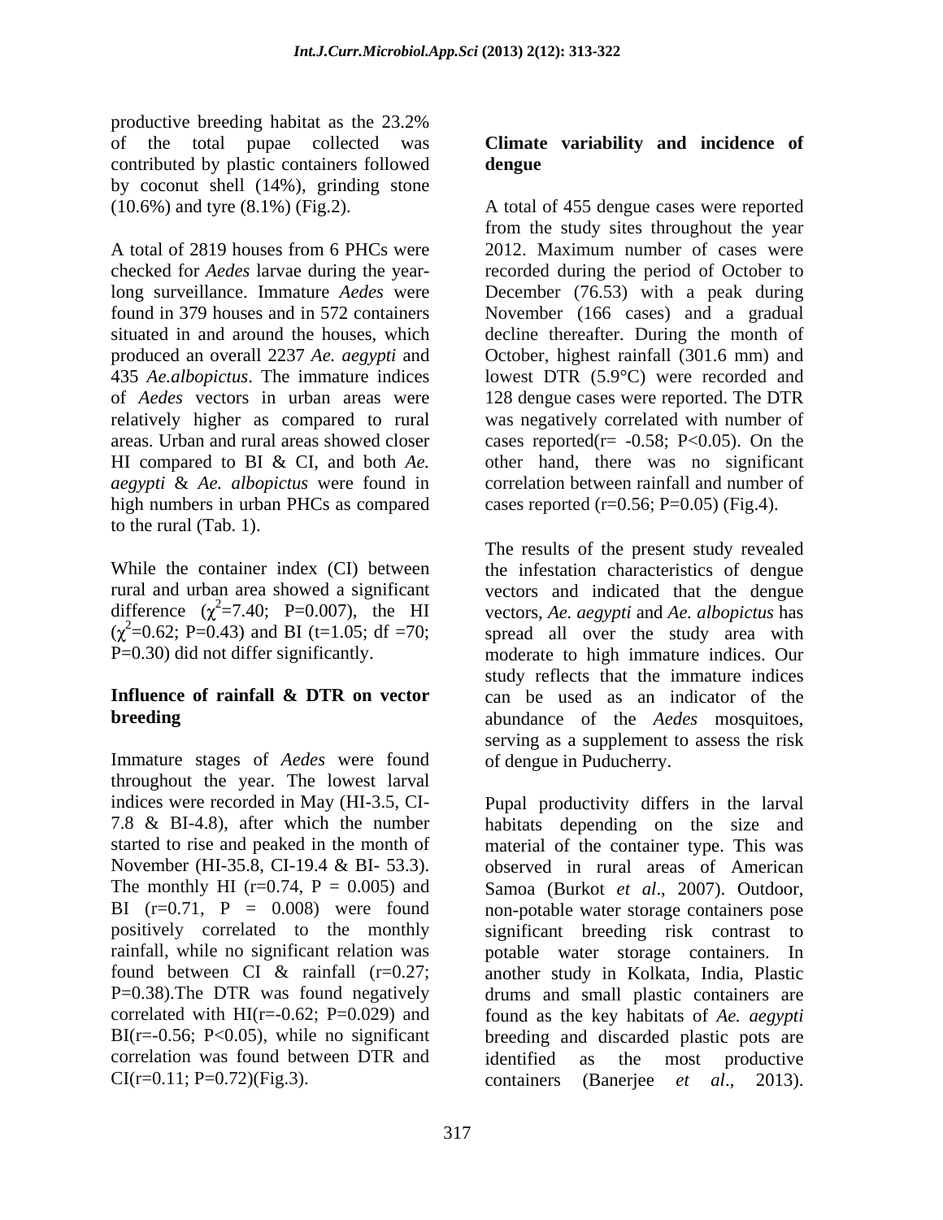productive breeding habitat as the 23.2% of the total pupae collected was contributed by plastic containers followed by coconut shell (14%), grinding stone (10.6%) and tyre (8.1%) (Fig.2).

A total of 2819 houses from 6 PHCs were checked for *Aedes* larvae during the year-long surveillance. Immature *Aedes* were found in 379 houses and in 572 containers situated in and around the houses, which produced an overall 2237 *Ae. aegypti* and 435 *Ae.albopictus*. The immature indices of *Aedes* vectors in urban areas were relatively higher as compared to rural areas. Urban and rural areas showed closer HI compared to BI & CI, and both *Ae. aegypti* & *Ae. albopictus* were found in high numbers in urban PHCs as compared to the rural (Tab. 1).

While the container index (CI) between rural and urban area showed a significant difference ($\chi^2$=7.40; P=0.007), the HI ($\chi^2$=0.62; P=0.43) and BI (t=1.05; df =70; P=0.30) did not differ significantly.

**Influence of rainfall & DTR on vector breeding**

Immature stages of *Aedes* were found throughout the year. The lowest larval indices were recorded in May (HI-3.5, CI-7.8 & BI-4.8), after which the number started to rise and peaked in the month of November (HI-35.8, CI-19.4 & BI- 53.3). The monthly HI (r=0.74, P = 0.005) and BI (r=0.71, P = 0.008) were found positively correlated to the monthly rainfall, while no significant relation was found between CI & rainfall (r=0.27; P=0.38).The DTR was found negatively correlated with HI(r=-0.62; P=0.029) and BI(r=-0.56; P<0.05), while no significant correlation was found between DTR and CI(r=0.11; P=0.72)(Fig.3).

**Climate variability and incidence of dengue**

A total of 455 dengue cases were reported from the study sites throughout the year 2012. Maximum number of cases were recorded during the period of October to December (76.53) with a peak during November (166 cases) and a gradual decline thereafter. During the month of October, highest rainfall (301.6 mm) and lowest DTR (5.9°C) were recorded and 128 dengue cases were reported. The DTR was negatively correlated with number of cases reported(r= -0.58; P<0.05). On the other hand, there was no significant correlation between rainfall and number of cases reported (r=0.56; P=0.05) (Fig.4).

The results of the present study revealed the infestation characteristics of dengue vectors and indicated that the dengue vectors, *Ae. aegypti* and *Ae. albopictus* has spread all over the study area with moderate to high immature indices. Our study reflects that the immature indices can be used as an indicator of the abundance of the *Aedes* mosquitoes, serving as a supplement to assess the risk of dengue in Puducherry.

Pupal productivity differs in the larval habitats depending on the size and material of the container type. This was observed in rural areas of American Samoa (Burkot *et al*., 2007). Outdoor, non-potable water storage containers pose significant breeding risk contrast to potable water storage containers. In another study in Kolkata, India, Plastic drums and small plastic containers are found as the key habitats of *Ae. aegypti* breeding and discarded plastic pots are identified as the most productive containers (Banerjee *et al*., 2013).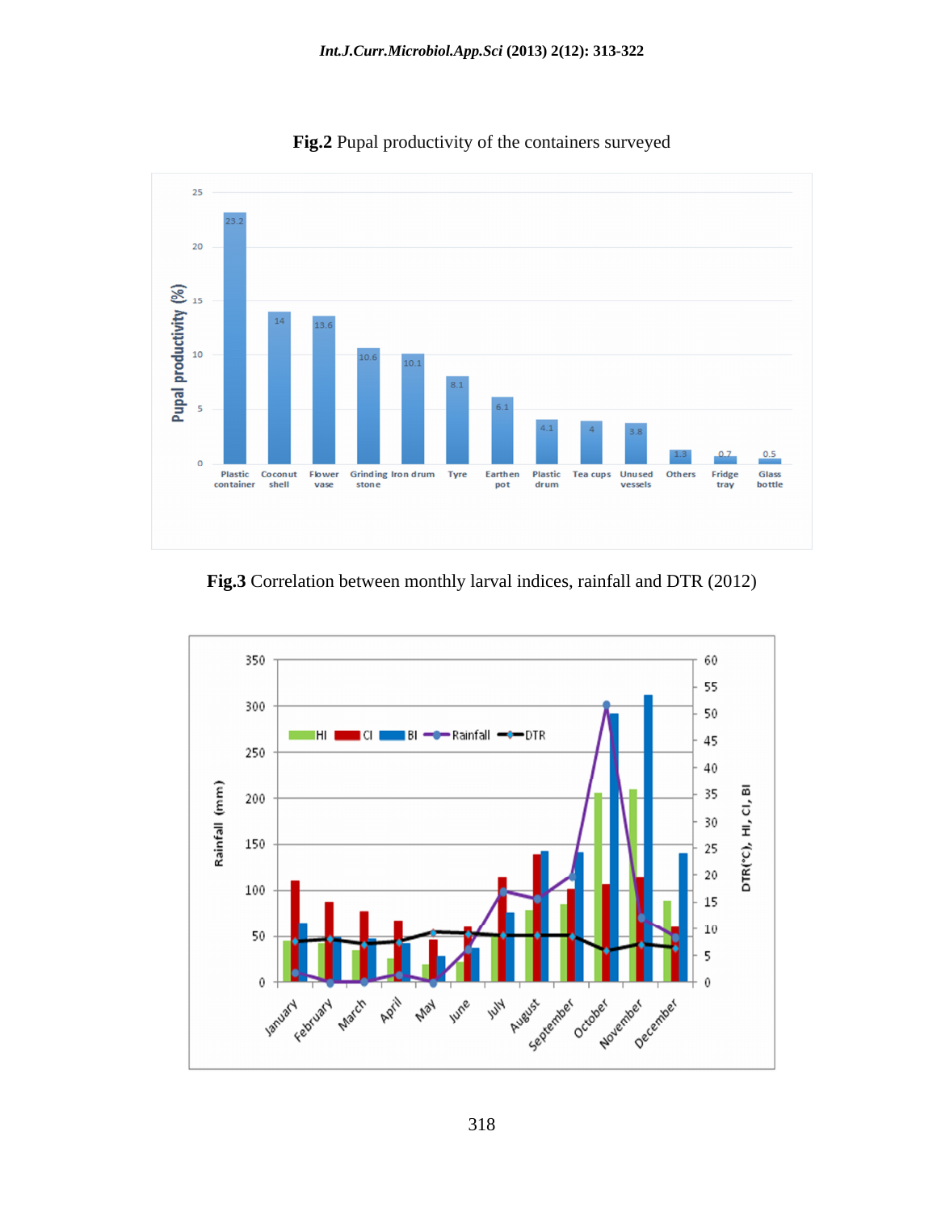**Fig.2** Pupal productivity of the containers surveyed

**Fig.3** Correlation between monthly larval indices, rainfall and DTR (2012)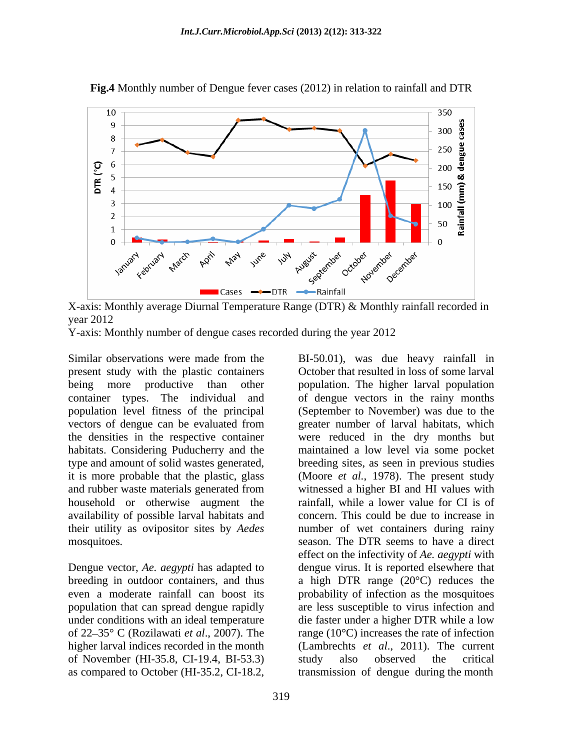**Fig.4** Monthly number of Dengue fever cases (2012) in relation to rainfall and DTR

X-axis: Monthly average Diurnal Temperature Range (DTR) & Monthly rainfall recorded in year 2012

Y-axis: Monthly number of dengue cases recorded during the year 2012

Similar observations were made from the present study with the plastic containers being more productive than other container types. The individual and population level fitness of the principal vectors of dengue can be evaluated from the densities in the respective container habitats. Considering Puducherry and the type and amount of solid wastes generated, it is more probable that the plastic, glass and rubber waste materials generated from household or otherwise augment the availability of possible larval habitats and their utility as ovipositor sites by *Aedes* mosquitoes.

Dengue vector, *Ae. aegypti* has adapted to breeding in outdoor containers, and thus even a moderate rainfall can boost its population that can spread dengue rapidly under conditions with an ideal temperature of 22–35° C (Rozilawati *et al*., 2007). The higher larval indices recorded in the month of November (HI-35.8, CI-19.4, BI-53.3) as compared to October (HI-35.2, CI-18.2, BI-50.01), was due heavy rainfall in October that resulted in loss of some larval population. The higher larval population of dengue vectors in the rainy months (September to November) was due to the greater number of larval habitats, which were reduced in the dry months but maintained a low level via some pocket breeding sites, as seen in previous studies (Moore *et al*., 1978). The present study witnessed a higher BI and HI values with rainfall, while a lower value for CI is of concern. This could be due to increase in number of wet containers during rainy season. The DTR seems to have a direct effect on the infectivity of *Ae. aegypti* with dengue virus. It is reported elsewhere that a high DTR range (20°C) reduces the probability of infection as the mosquitoes are less susceptible to virus infection and die faster under a higher DTR while a low range (10°C) increases the rate of infection (Lambrechts *et al*., 2011). The current study also observed the critical transmission of dengue during the month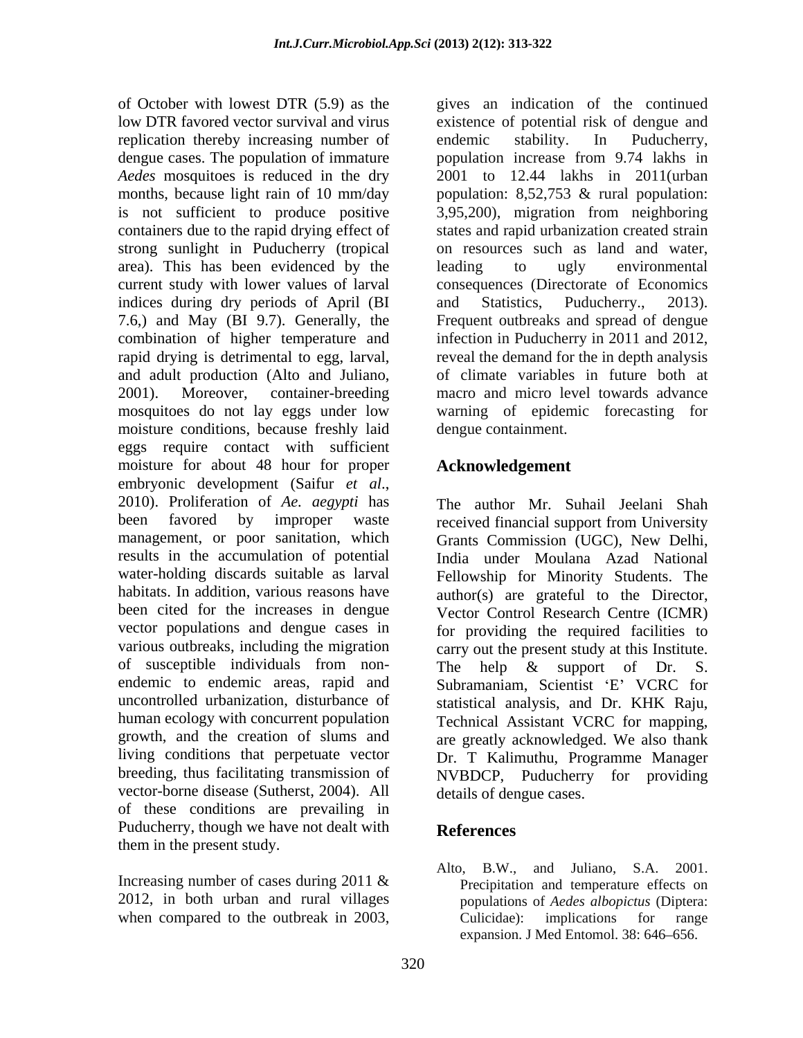of October with lowest DTR (5.9) as the low DTR favored vector survival and virus replication thereby increasing number of dengue cases. The population of immature *Aedes* mosquitoes is reduced in the dry months, because light rain of 10 mm/day is not sufficient to produce positive containers due to the rapid drying effect of strong sunlight in Puducherry (tropical area). This has been evidenced by the current study with lower values of larval indices during dry periods of April (BI 7.6,) and May (BI 9.7). Generally, the combination of higher temperature and rapid drying is detrimental to egg, larval, and adult production (Alto and Juliano, 2001). Moreover, container-breeding mosquitoes do not lay eggs under low moisture conditions, because freshly laid eggs require contact with sufficient moisture for about 48 hour for proper embryonic development (Saifur *et al*., 2010). Proliferation of *Ae. aegypti* has been favored by improper waste management, or poor sanitation, which results in the accumulation of potential water-holding discards suitable as larval habitats. In addition, various reasons have been cited for the increases in dengue vector populations and dengue cases in various outbreaks, including the migration of susceptible individuals from non-endemic to endemic areas, rapid and uncontrolled urbanization, disturbance of human ecology with concurrent population growth, and the creation of slums and living conditions that perpetuate vector breeding, thus facilitating transmission of vector-borne disease (Sutherst, 2004). All of these conditions are prevailing in Puducherry, though we have not dealt with them in the present study.

Increasing number of cases during 2011 & 2012, in both urban and rural villages when compared to the outbreak in 2003, gives an indication of the continued existence of potential risk of dengue and endemic stability. In Puducherry, population increase from 9.74 lakhs in 2001 to 12.44 lakhs in 2011(urban population: 8,52,753 & rural population: 3,95,200), migration from neighboring states and rapid urbanization created strain on resources such as land and water, leading to ugly environmental consequences (Directorate of Economics and Statistics, Puducherry., 2013). Frequent outbreaks and spread of dengue infection in Puducherry in 2011 and 2012, reveal the demand for the in depth analysis of climate variables in future both at macro and micro level towards advance warning of epidemic forecasting for dengue containment.

## Acknowledgement

The author Mr. Suhail Jeelani Shah received financial support from University Grants Commission (UGC), New Delhi, India under Moulana Azad National Fellowship for Minority Students. The author(s) are grateful to the Director, Vector Control Research Centre (ICMR) for providing the required facilities to carry out the present study at this Institute. The help & support of Dr. S. Subramaniam, Scientist 'E' VCRC for statistical analysis, and Dr. KHK Raju, Technical Assistant VCRC for mapping, are greatly acknowledged. We also thank Dr. T Kalimuthu, Programme Manager NVBDCP, Puducherry for providing details of dengue cases.

## References

Alto, B.W., and Juliano, S.A. 2001. Precipitation and temperature effects on populations of *Aedes albopictus* (Diptera: Culicidae): implications for range expansion. J Med Entomol. 38: 646–656.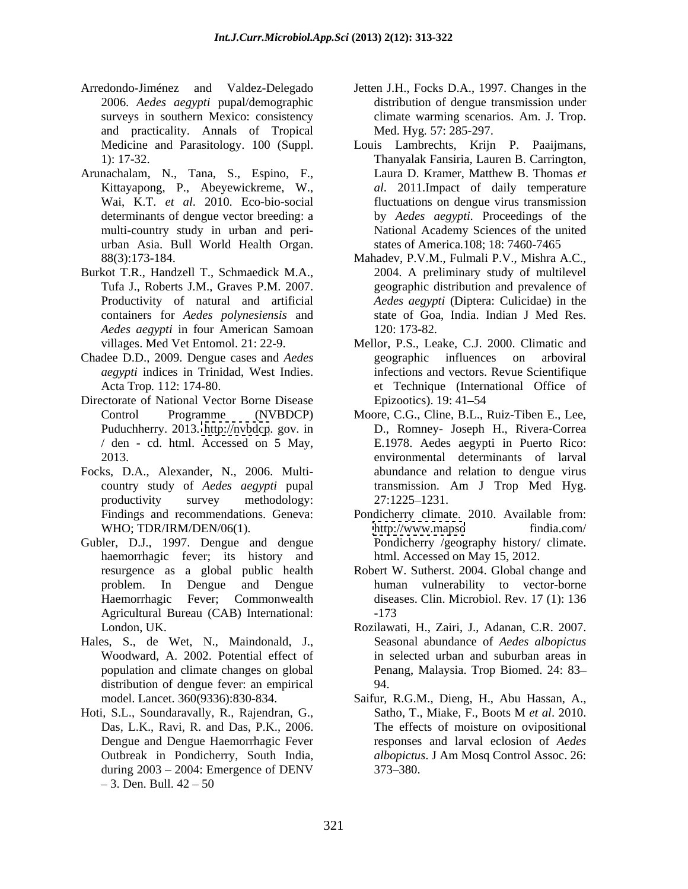Arredondo-Jiménez and Valdez-Delegado 2006. *Aedes aegypti* pupal/demographic surveys in southern Mexico: consistency and practicality. Annals of Tropical Medicine and Parasitology. 100 (Suppl. 1): 17-32.

Arunachalam, N., Tana, S., Espino, F., Kittayapong, P., Abeyewickreme, W., Wai, K.T. *et al*. 2010. Eco-bio-social determinants of dengue vector breeding: a multi-country study in urban and peri-urban Asia. Bull World Health Organ. 88(3):173-184.

Burkot T.R., Handzell T., Schmaedick M.A., Tufa J., Roberts J.M., Graves P.M. 2007. Productivity of natural and artificial containers for *Aedes polynesiensis* and *Aedes aegypti* in four American Samoan villages. Med Vet Entomol. 21: 22-9.

Chadee D.D., 2009. Dengue cases and *Aedes aegypti* indices in Trinidad, West Indies. Acta Trop. 112: 174-80.

Directorate of National Vector Borne Disease Control Programme (NVBDCP) Puduchherry. 2013. http://nvbdcp. gov. in / den - cd. html. Accessed on 5 May, 2013.

Focks, D.A., Alexander, N., 2006. Multi-country study of *Aedes aegypti* pupal productivity survey methodology: Findings and recommendations. Geneva: WHO; TDR/IRM/DEN/06(1).

Gubler, D.J., 1997. Dengue and dengue haemorrhagic fever; its history and resurgence as a global public health problem. In Dengue and Dengue Haemorrhagic Fever; Commonwealth Agricultural Bureau (CAB) International: London, UK.

Hales, S., de Wet, N., Maindonald, J., Woodward, A. 2002. Potential effect of population and climate changes on global distribution of dengue fever: an empirical model. Lancet. 360(9336):830-834.

Hoti, S.L., Soundaravally, R., Rajendran, G., Das, L.K., Ravi, R. and Das, P.K., 2006. Dengue and Dengue Haemorrhagic Fever Outbreak in Pondicherry, South India, during 2003 – 2004: Emergence of DENV – 3. Den. Bull. 42 – 50

Jetten J.H., Focks D.A., 1997. Changes in the distribution of dengue transmission under climate warming scenarios. Am. J. Trop. Med. Hyg. 57: 285-297.

Louis Lambrechts, Krijn P. Paaijmans, Thanyalak Fansiria, Lauren B. Carrington, Laura D. Kramer, Matthew B. Thomas *et al*. 2011.Impact of daily temperature fluctuations on dengue virus transmission by *Aedes aegypti*. Proceedings of the National Academy Sciences of the united states of America.108; 18: 7460-7465

Mahadev, P.V.M., Fulmali P.V., Mishra A.C., 2004. A preliminary study of multilevel geographic distribution and prevalence of *Aedes aegypti* (Diptera: Culicidae) in the state of Goa, India. Indian J Med Res. 120: 173-82.

Mellor, P.S., Leake, C.J. 2000. Climatic and geographic influences on arboviral infections and vectors. Revue Scientifique et Technique (International Office of Epizootics). 19: 41–54

Moore, C.G., Cline, B.L., Ruiz-Tiben E., Lee, D., Romney- Joseph H., Rivera-Correa E.1978. Aedes aegypti in Puerto Rico: environmental determinants of larval abundance and relation to dengue virus transmission. Am J Trop Med Hyg. 27:1225–1231.

Pondicherry climate. 2010. Available from: http://www.mapso findia.com/ Pondicherry /geography history/ climate. html. Accessed on May 15, 2012.

Robert W. Sutherst. 2004. Global change and human vulnerability to vector-borne diseases. Clin. Microbiol. Rev. 17 (1): 136 -173

Rozilawati, H., Zairi, J., Adanan, C.R. 2007. Seasonal abundance of *Aedes albopictus* in selected urban and suburban areas in Penang, Malaysia. Trop Biomed. 24: 83–94.

Saifur, R.G.M., Dieng, H., Abu Hassan, A., Satho, T., Miake, F., Boots M *et al*. 2010. The effects of moisture on ovipositional responses and larval eclosion of *Aedes albopictus*. J Am Mosq Control Assoc. 26: 373–380.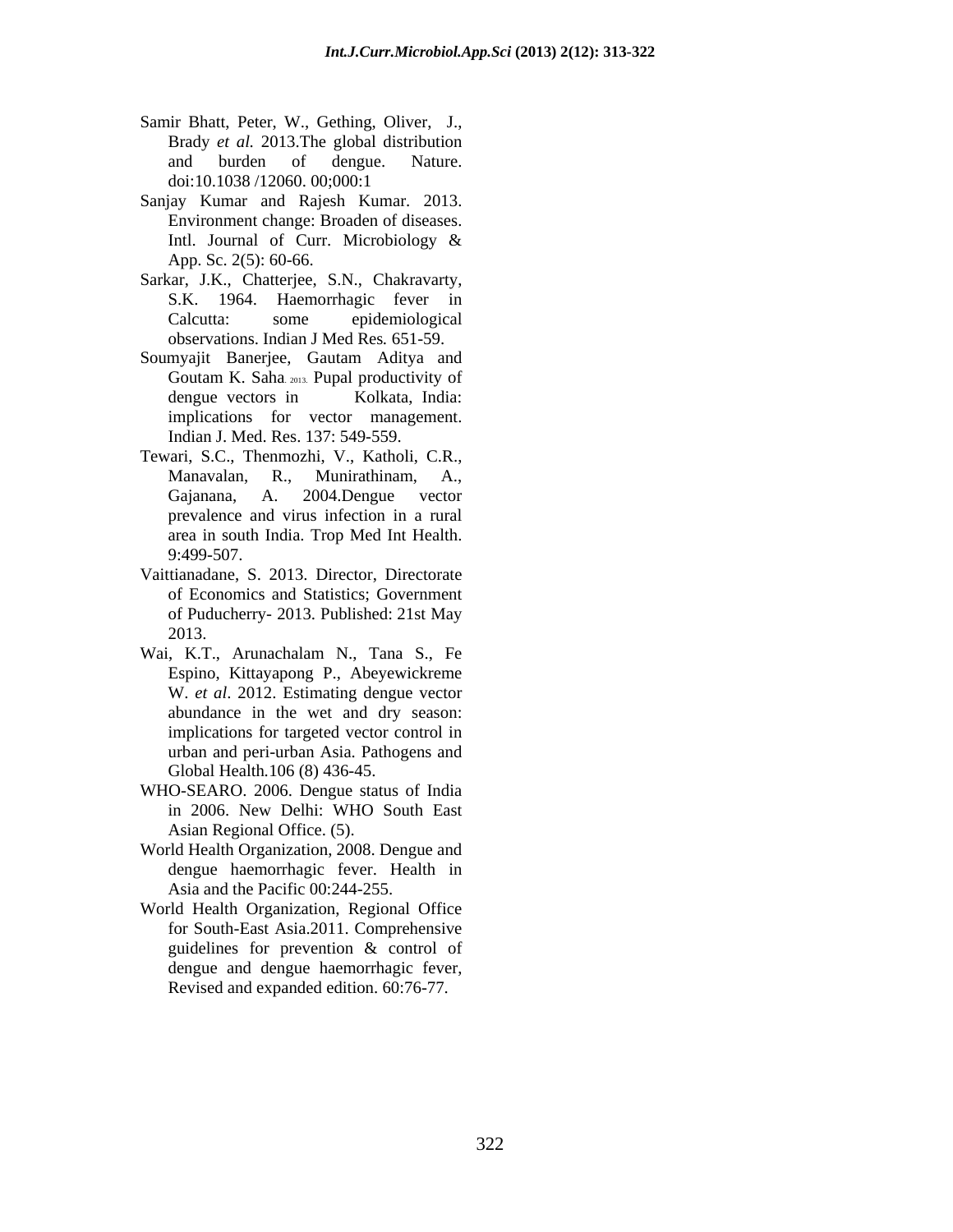Samir Bhatt, Peter, W., Gething, Oliver, J., Brady *et al.* 2013.The global distribution and burden of dengue. Nature. doi:10.1038 /12060. 00;000:1

Sanjay Kumar and Rajesh Kumar. 2013. Environment change: Broaden of diseases. Intl. Journal of Curr. Microbiology & App. Sc. 2(5): 60-66.

Sarkar, J.K., Chatterjee, S.N., Chakravarty, S.K. 1964. Haemorrhagic fever in Calcutta: some epidemiological observations. Indian J Med Res*.* 651-59.

Soumyajit Banerjee, Gautam Aditya and Goutam K. Saha. 2013. Pupal productivity of dengue vectors in Kolkata, India: implications for vector management. Indian J. Med. Res. 137: 549-559.

Tewari, S.C., Thenmozhi, V., Katholi, C.R., Manavalan, R., Munirathinam, A., Gajanana, A. 2004.Dengue vector prevalence and virus infection in a rural area in south India. Trop Med Int Health. 9:499-507.

Vaittianadane, S. 2013. Director, Directorate of Economics and Statistics; Government of Puducherry- 2013. Published: 21st May 2013.

Wai, K.T., Arunachalam N., Tana S., Fe Espino, Kittayapong P., Abeyewickreme W. *et al*. 2012. Estimating dengue vector abundance in the wet and dry season: implications for targeted vector control in urban and peri-urban Asia. Pathogens and Global Health*.*106 (8) 436-45.

WHO-SEARO. 2006. Dengue status of India in 2006. New Delhi: WHO South East Asian Regional Office. (5).

World Health Organization, 2008. Dengue and dengue haemorrhagic fever. Health in Asia and the Pacific 00:244-255.

World Health Organization, Regional Office for South-East Asia.2011. Comprehensive guidelines for prevention & control of dengue and dengue haemorrhagic fever, Revised and expanded edition. 60:76-77.